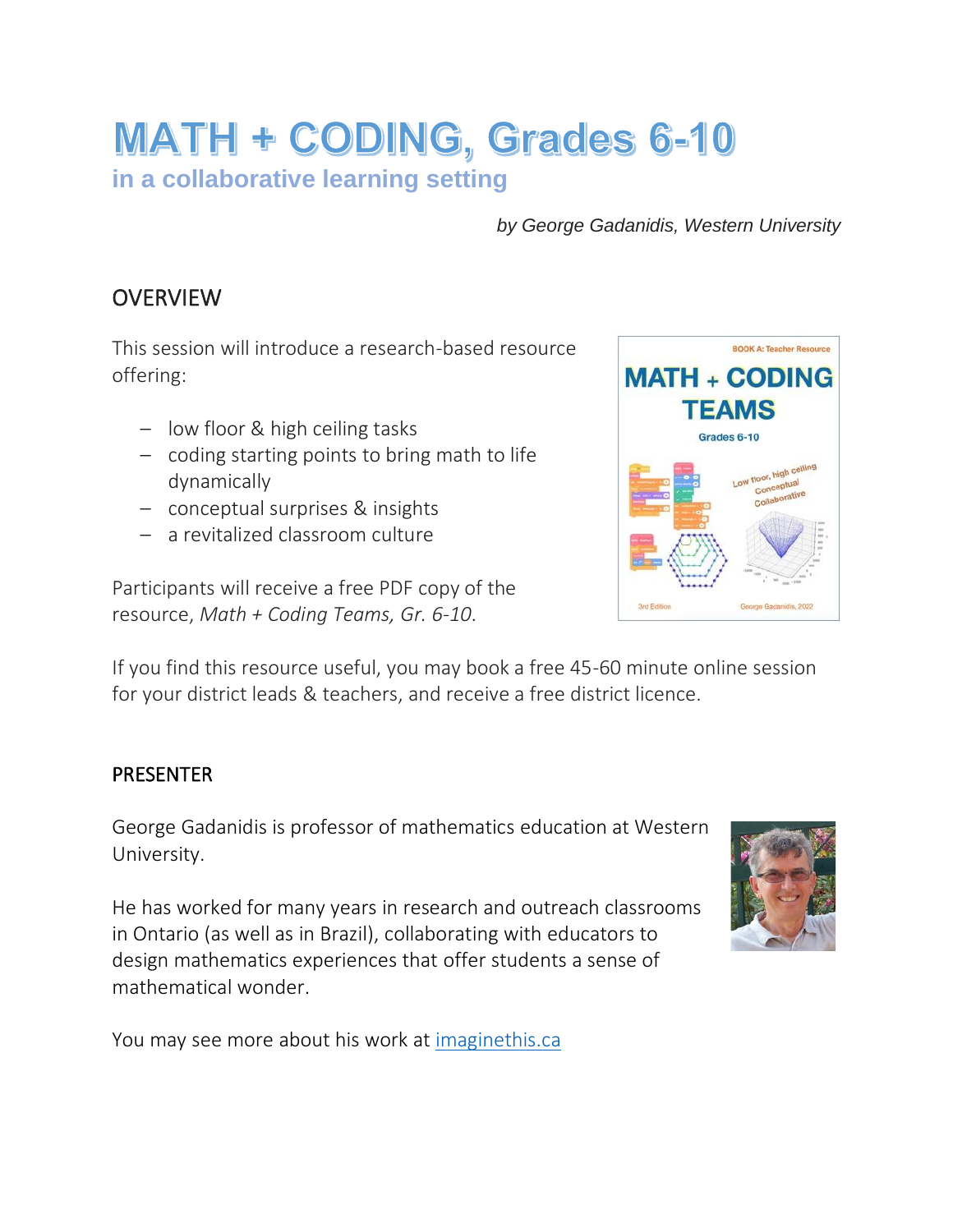# MATH + CODING, Grades 6-10

## in a collaborative learning setting

*by George Gadanidis, Western University*

## OVERVIEW

This session will introduce a research-based resource offering:

- low floor & high ceiling tasks
- coding starting points to bring math to life dynamically
- conceptual surprises & insights
- a revitalized classroom culture

Participants will receive a free PDF copy of the resource, *Math + Coding Teams, Gr. 6-10*.

If you find this resource useful, you may book a free 45-60 minute online session for your district leads & teachers, and receive a free district licence.

## PRESENTER

George Gadanidis is professor of mathematics education at Western University.

He has worked for many years in research and outreach classrooms in Ontario (as well as in Brazil), collaborating with educators to design mathematics experiences that offer students a sense of mathematical wonder.

You may see more about his work at [imaginethis.ca](imaginethis.ca)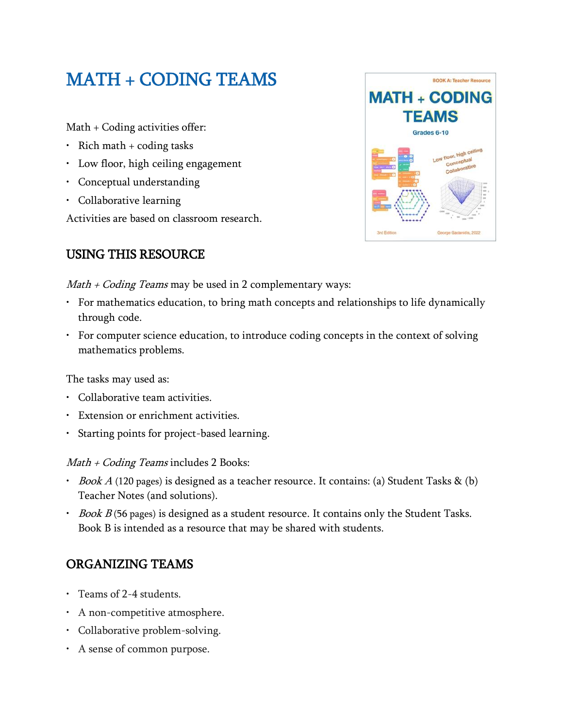# MATH + CODING TEAMS

Math + Coding activities offer:

- Rich math + coding tasks
- Low floor, high ceiling engagement
- Conceptual understanding
- Collaborative learning

Activities are based on classroom research.

## USING THIS RESOURCE

*Math + Coding Teams* may be used in 2 complementary ways:

- For mathematics education, to bring math concepts and relationships to life dynamically through code.
- For computer science education, to introduce coding concepts in the context of solving mathematics problems.

The tasks may used as:

- Collaborative team activities.
- Extension or enrichment activities.
- Starting points for project-based learning.

*Math + Coding Teams* includes 2 Books:

- *Book A* (120 pages) is designed as a teacher resource. It contains: (a) Student Tasks & (b) Teacher Notes (and solutions).
- *Book B* (56 pages) is designed as a student resource. It contains only the Student Tasks. Book B is intended as a resource that may be shared with students.

## ORGANIZING TEAMS

- Teams of 2-4 students.
- A non-competitive atmosphere.
- Collaborative problem-solving.
- A sense of common purpose.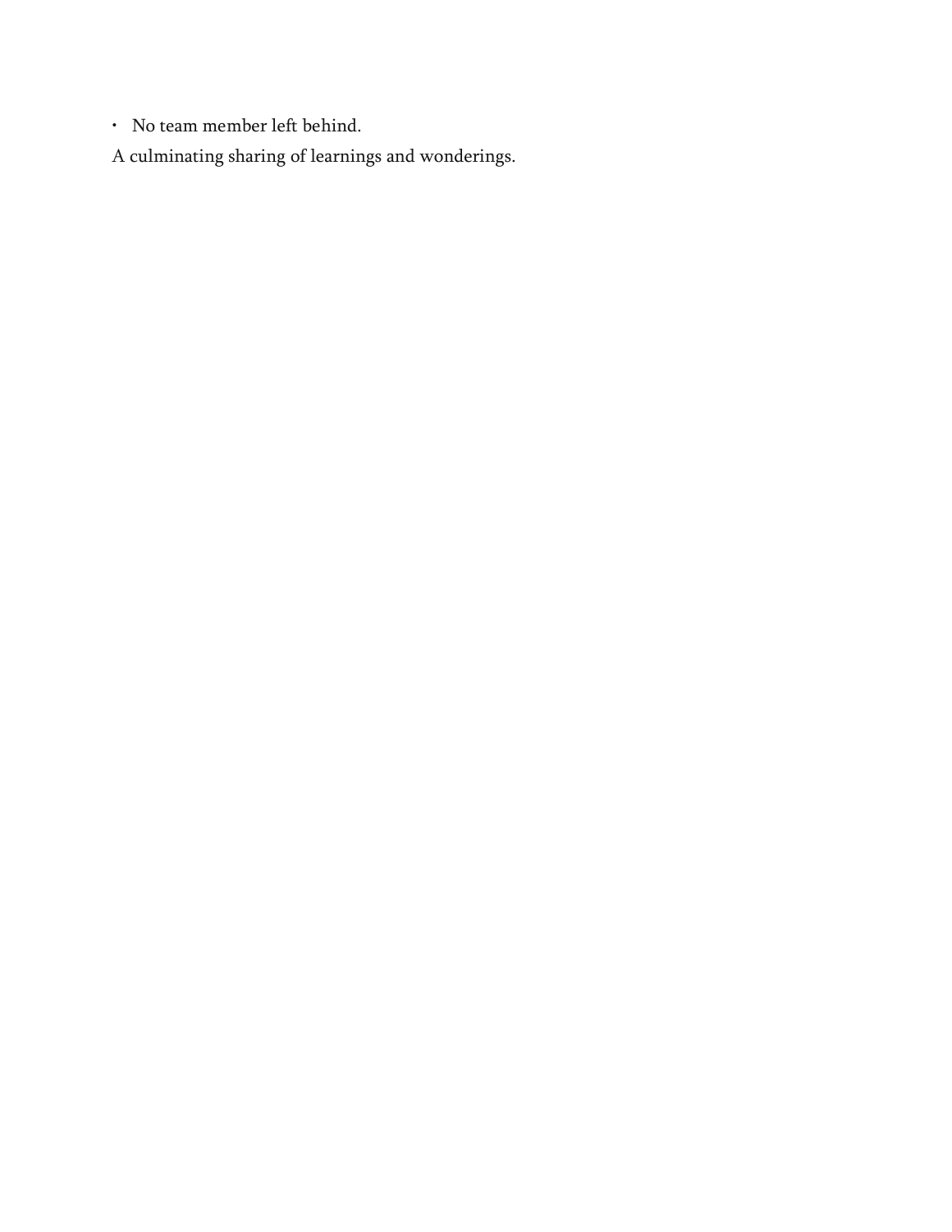- No team member left behind.

A culminating sharing of learnings and wonderings.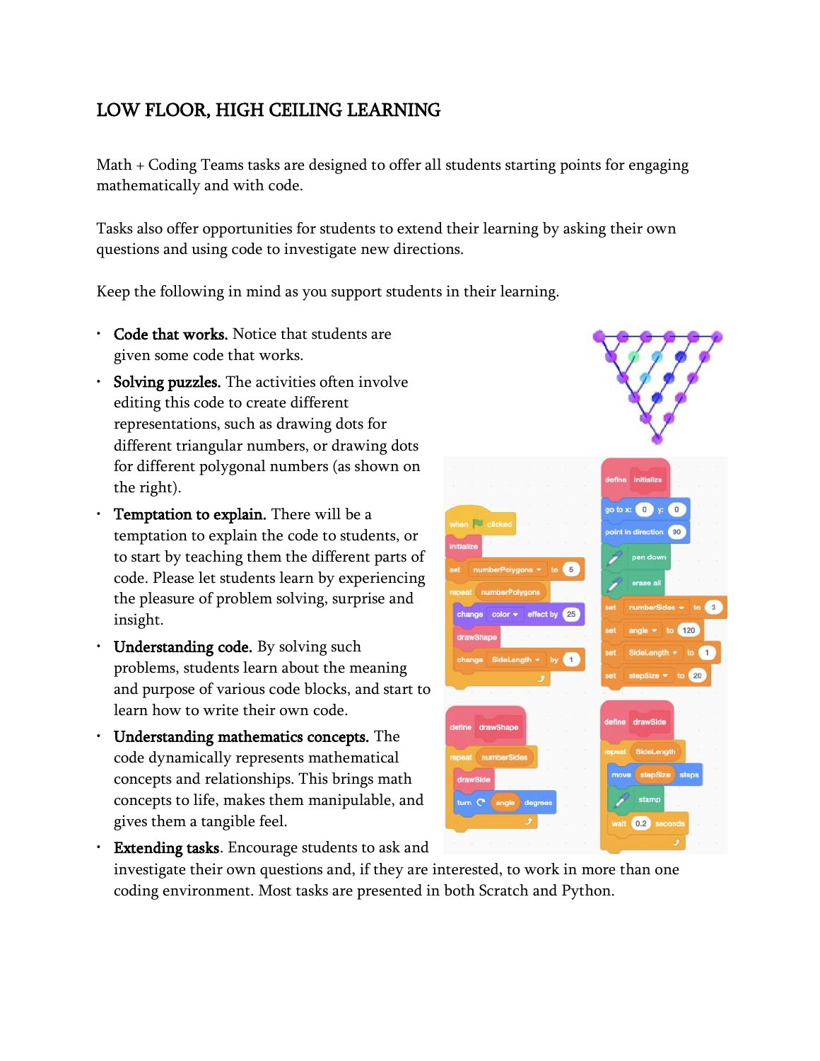# LOW FLOOR, HIGH CEILING LEARNING

Math + Coding Teams tasks are designed to offer all students starting points for engaging mathematically and with code.

Tasks also offer opportunities for students to extend their learning by asking their own questions and using code to investigate new directions.

Keep the following in mind as you support students in their learning.

- **Code that works.** Notice that students are given some code that works.
- **Solving puzzles.** The activities often involve editing this code to create different representations, such as drawing dots for different triangular numbers, or drawing dots for different polygonal numbers (as shown on the right).
- **Temptation to explain.** There will be a temptation to explain the code to students, or to start by teaching them the different parts of code. Please let students learn by experiencing the pleasure of problem solving, surprise and insight.
- **Understanding code.** By solving such problems, students learn about the meaning and purpose of various code blocks, and start to learn how to write their own code.
- **Understanding mathematics concepts.** The code dynamically represents mathematical concepts and relationships. This brings math concepts to life, makes them manipulable, and gives them a tangible feel.
- **Extending tasks**. Encourage students to ask and investigate their own questions and, if they are interested, to work in more than one coding environment. Most tasks are presented in both Scratch and Python.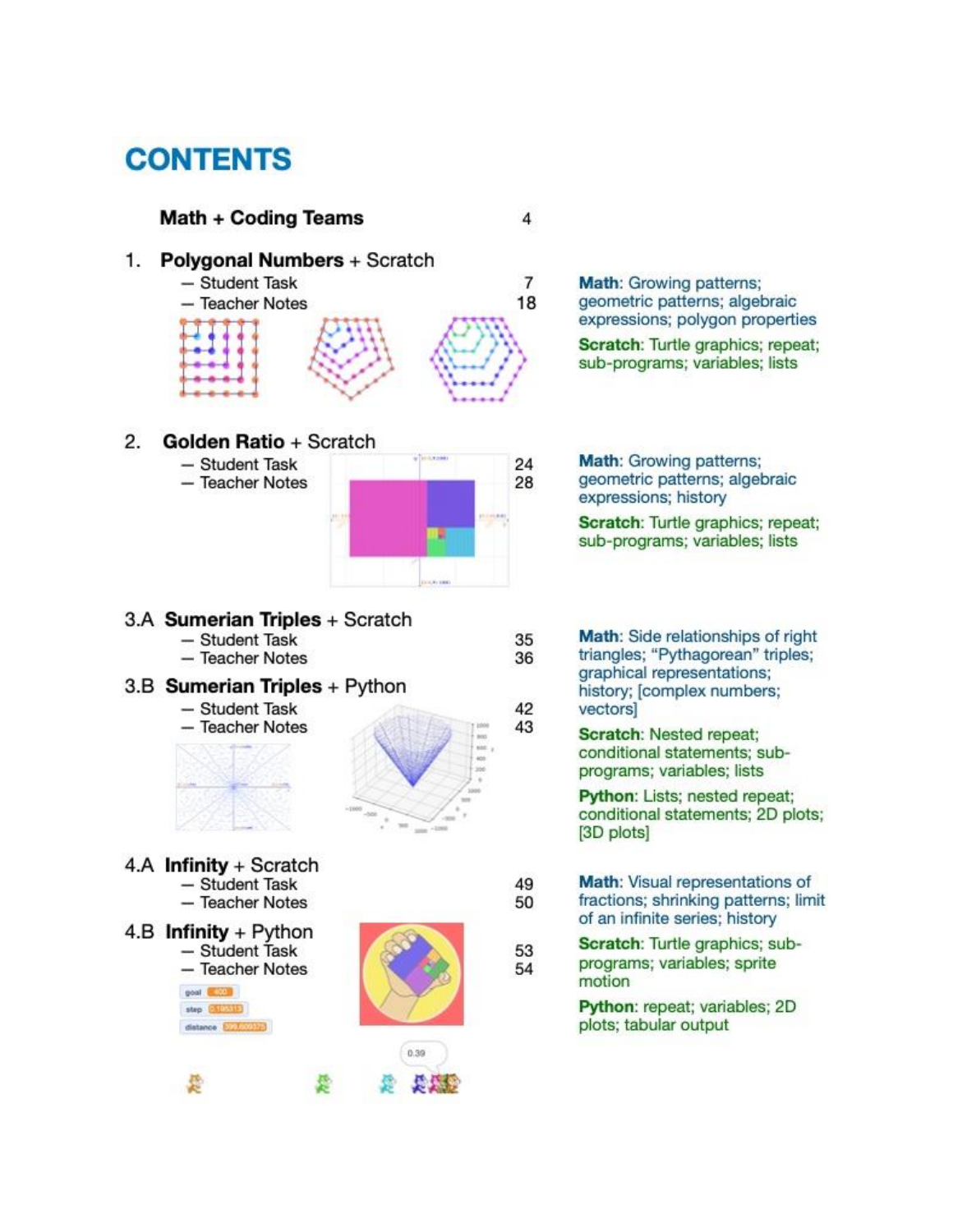# CONTENTS

**Math + Coding Teams** 4

1. **Polygonal Numbers** + Scratch
   - Student Task 7
   - Teacher Notes 18

   **Math**: Growing patterns; geometric patterns; algebraic expressions; polygon properties

   **Scratch**: Turtle graphics; repeat; sub-programs; variables; lists

2. **Golden Ratio** + Scratch
   - Student Task 24
   - Teacher Notes 28

   **Math**: Growing patterns; geometric patterns; algebraic expressions; history

   **Scratch**: Turtle graphics; repeat; sub-programs; variables; lists

3.A **Sumerian Triples** + Scratch
   - Student Task 35
   - Teacher Notes 36

3.B **Sumerian Triples** + Python
   - Student Task 42
   - Teacher Notes 43

   **Math**: Side relationships of right triangles; "Pythagorean" triples; graphical representations; history; [complex numbers; vectors]

   **Scratch**: Nested repeat; conditional statements; sub-programs; variables; lists

   **Python**: Lists; nested repeat; conditional statements; 2D plots; [3D plots]

4.A **Infinity** + Scratch
   - Student Task 49
   - Teacher Notes 50

4.B **Infinity** + Python
   - Student Task 53
   - Teacher Notes 54

   **Math**: Visual representations of fractions; shrinking patterns; limit of an infinite series; history

   **Scratch**: Turtle graphics; sub-programs; variables; sprite motion

   **Python**: repeat; variables; 2D plots; tabular output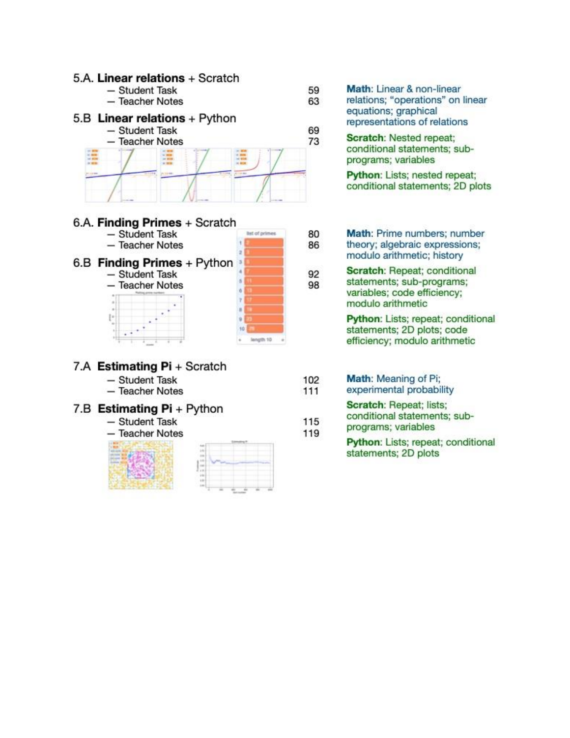**5.A. Linear relations** + Scratch

- Student Task 59
- Teacher Notes 63

**5.B Linear relations** + Python

- Student Task 69
- Teacher Notes 73

**Math**: Linear & non-linear relations; "operations" on linear equations; graphical representations of relations

**Scratch**: Nested repeat; conditional statements; sub-programs; variables

**Python**: Lists; nested repeat; conditional statements; 2D plots

**6.A. Finding Primes** + Scratch

- Student Task 80
- Teacher Notes 86

**6.B Finding Primes** + Python

- Student Task 92
- Teacher Notes 98

**Math**: Prime numbers; number theory; algebraic expressions; modulo arithmetic; history

**Scratch**: Repeat; conditional statements; sub-programs; variables; code efficiency; modulo arithmetic

**Python**: Lists; repeat; conditional statements; 2D plots; code efficiency; modulo arithmetic

**7.A Estimating Pi** + Scratch

- Student Task 102
- Teacher Notes 111

**7.B Estimating Pi** + Python

- Student Task 115
- Teacher Notes 119

**Math**: Meaning of Pi; experimental probability

**Scratch**: Repeat; lists; conditional statements; sub-programs; variables

**Python**: Lists; repeat; conditional statements; 2D plots